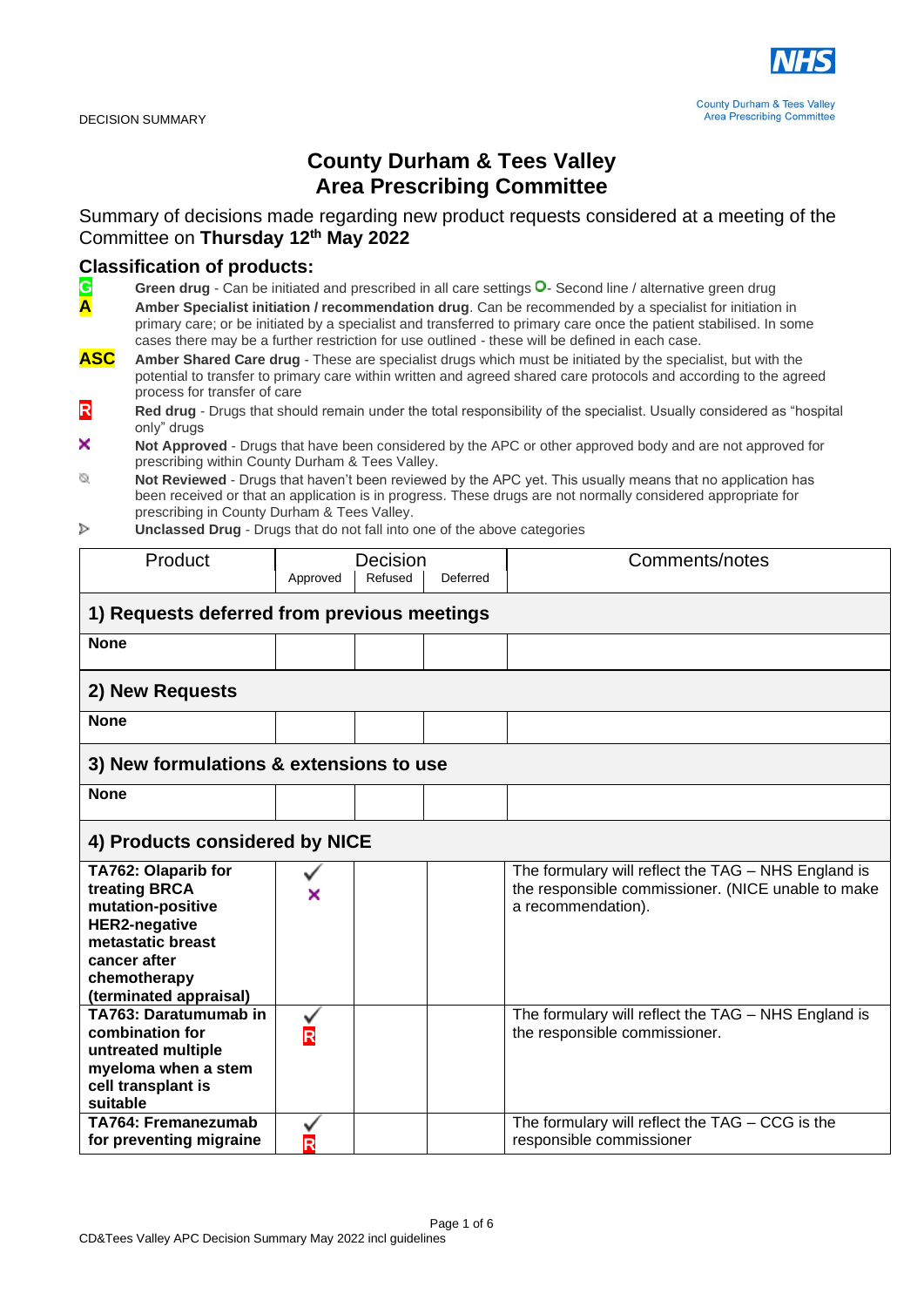DECISION SUMMARY

County Durham & Tees Valley
Area Prescribing Committee

# County Durham & Tees Valley Area Prescribing Committee

Summary of decisions made regarding new product requests considered at a meeting of the Committee on **Thursday 12th May 2022**

## Classification of products:

- **G** **Green drug** - Can be initiated and prescribed in all care settings O- Second line / alternative green drug
- **A** **Amber Specialist initiation / recommendation drug**. Can be recommended by a specialist for initiation in primary care; or be initiated by a specialist and transferred to primary care once the patient stabilised. In some cases there may be a further restriction for use outlined - these will be defined in each case.
- **ASC** **Amber Shared Care drug** - These are specialist drugs which must be initiated by the specialist, but with the potential to transfer to primary care within written and agreed shared care protocols and according to the agreed process for transfer of care
- **R** **Red drug** - Drugs that should remain under the total responsibility of the specialist. Usually considered as "hospital only" drugs
- ✕ **Not Approved** - Drugs that have been considered by the APC or other approved body and are not approved for prescribing within County Durham & Tees Valley.
- **Not Reviewed** - Drugs that haven't been reviewed by the APC yet. This usually means that no application has been received or that an application is in progress. These drugs are not normally considered appropriate for prescribing in County Durham & Tees Valley.
- **Unclassed Drug** - Drugs that do not fall into one of the above categories

| Product | Decision: Approved | Decision: Refused | Decision: Deferred | Comments/notes |
|---|---|---|---|---|
| **1) Requests deferred from previous meetings** | | | | |
| **None** | | | | |
| **2) New Requests** | | | | |
| **None** | | | | |
| **3) New formulations & extensions to use** | | | | |
| **None** | | | | |
| **4) Products considered by NICE** | | | | |
| **TA762: Olaparib for treating BRCA mutation-positive HER2-negative metastatic breast cancer after chemotherapy (terminated appraisal)** | ✓ ✕ | | | The formulary will reflect the TAG – NHS England is the responsible commissioner. (NICE unable to make a recommendation). |
| **TA763: Daratumumab in combination for untreated multiple myeloma when a stem cell transplant is suitable** | ✓ R | | | The formulary will reflect the TAG – NHS England is the responsible commissioner. |
| **TA764: Fremanezumab for preventing migraine** | ✓ R | | | The formulary will reflect the TAG – CCG is the responsible commissioner |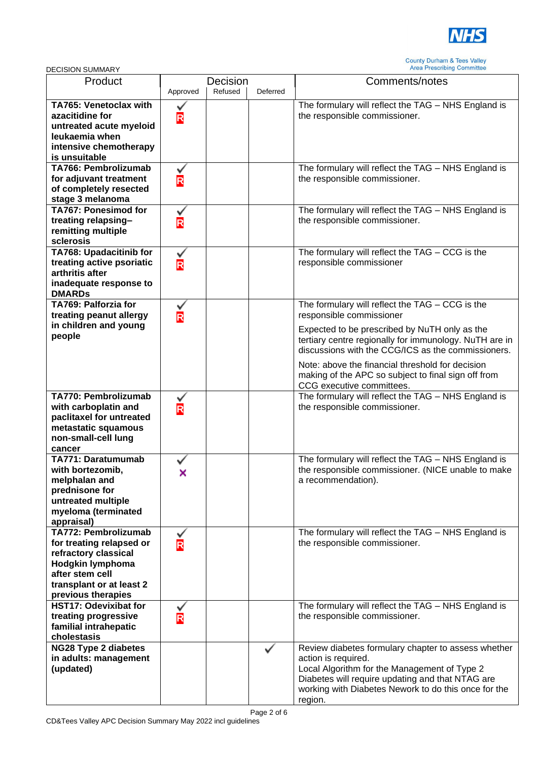DECISION SUMMARY

| Product | Decision | | | Comments/notes |
|---|---|---|---|---|
| | Approved | Refused | Deferred | |
| **TA765: Venetoclax with azacitidine for untreated acute myeloid leukaemia when intensive chemotherapy is unsuitable** | ✓ R | | | The formulary will reflect the TAG – NHS England is the responsible commissioner. |
| **TA766: Pembrolizumab for adjuvant treatment of completely resected stage 3 melanoma** | ✓ R | | | The formulary will reflect the TAG – NHS England is the responsible commissioner. |
| **TA767: Ponesimod for treating relapsing–remitting multiple sclerosis** | ✓ R | | | The formulary will reflect the TAG – NHS England is the responsible commissioner. |
| **TA768: Upadacitinib for treating active psoriatic arthritis after inadequate response to DMARDs** | ✓ R | | | The formulary will reflect the TAG – CCG is the responsible commissioner |
| **TA769: Palforzia for treating peanut allergy in children and young people** | ✓ R | | | The formulary will reflect the TAG – CCG is the responsible commissioner<br><br>Expected to be prescribed by NuTH only as the tertiary centre regionally for immunology. NuTH are in discussions with the CCG/ICS as the commissioners.<br><br>Note: above the financial threshold for decision making of the APC so subject to final sign off from CCG executive committees. |
| **TA770: Pembrolizumab with carboplatin and paclitaxel for untreated metastatic squamous non-small-cell lung cancer** | ✓ R | | | The formulary will reflect the TAG – NHS England is the responsible commissioner. |
| **TA771: Daratumumab with bortezomib, melphalan and prednisone for untreated multiple myeloma (terminated appraisal)** | ✓ ✗ | | | The formulary will reflect the TAG – NHS England is the responsible commissioner. (NICE unable to make a recommendation). |
| **TA772: Pembrolizumab for treating relapsed or refractory classical Hodgkin lymphoma after stem cell transplant or at least 2 previous therapies** | ✓ R | | | The formulary will reflect the TAG – NHS England is the responsible commissioner. |
| **HST17: Odevixibat for treating progressive familial intrahepatic cholestasis** | ✓ R | | | The formulary will reflect the TAG – NHS England is the responsible commissioner. |
| **NG28 Type 2 diabetes in adults: management (updated)** | | | ✓ | Review diabetes formulary chapter to assess whether action is required.<br>Local Algorithm for the Management of Type 2 Diabetes will require updating and that NTAG are working with Diabetes Nework to do this once for the region. |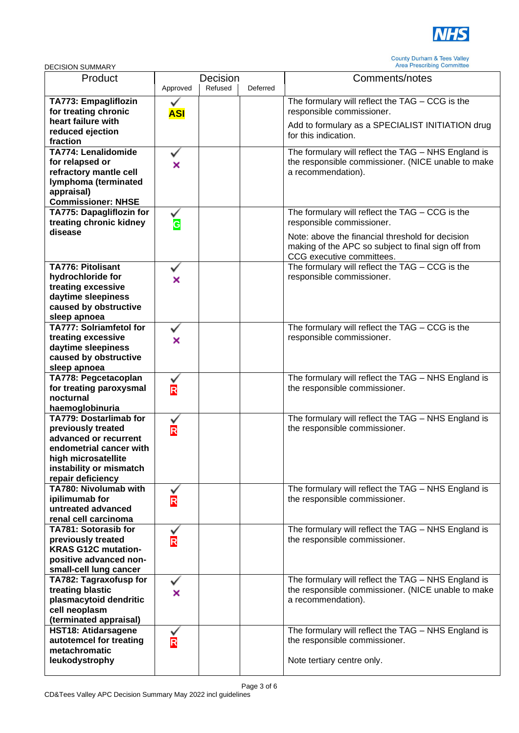DECISION SUMMARY

| Product | Decision | | | Comments/notes |
|---|---|---|---|---|
| | Approved | Refused | Deferred | |
| **TA773: Empagliflozin for treating chronic heart failure with reduced ejection fraction** | ✓ ASI | | | The formulary will reflect the TAG – CCG is the responsible commissioner.<br>Add to formulary as a SPECIALIST INITIATION drug for this indication. |
| **TA774: Lenalidomide for relapsed or refractory mantle cell lymphoma (terminated appraisal) Commissioner: NHSE** | ✓ ✗ | | | The formulary will reflect the TAG – NHS England is the responsible commissioner. (NICE unable to make a recommendation). |
| **TA775: Dapagliflozin for treating chronic kidney disease** | ✓ G | | | The formulary will reflect the TAG – CCG is the responsible commissioner.<br>Note: above the financial threshold for decision making of the APC so subject to final sign off from CCG executive committees. |
| **TA776: Pitolisant hydrochloride for treating excessive daytime sleepiness caused by obstructive sleep apnoea** | ✓ ✗ | | | The formulary will reflect the TAG – CCG is the responsible commissioner. |
| **TA777: Solriamfetol for treating excessive daytime sleepiness caused by obstructive sleep apnoea** | ✓ ✗ | | | The formulary will reflect the TAG – CCG is the responsible commissioner. |
| **TA778: Pegcetacoplan for treating paroxysmal nocturnal haemoglobinuria** | ✓ R | | | The formulary will reflect the TAG – NHS England is the responsible commissioner. |
| **TA779: Dostarlimab for previously treated advanced or recurrent endometrial cancer with high microsatellite instability or mismatch repair deficiency** | ✓ R | | | The formulary will reflect the TAG – NHS England is the responsible commissioner. |
| **TA780: Nivolumab with ipilimumab for untreated advanced renal cell carcinoma** | ✓ R | | | The formulary will reflect the TAG – NHS England is the responsible commissioner. |
| **TA781: Sotorasib for previously treated KRAS G12C mutation-positive advanced non-small-cell lung cancer** | ✓ R | | | The formulary will reflect the TAG – NHS England is the responsible commissioner. |
| **TA782: Tagraxofusp for treating blastic plasmacytoid dendritic cell neoplasm (terminated appraisal)** | ✓ ✗ | | | The formulary will reflect the TAG – NHS England is the responsible commissioner. (NICE unable to make a recommendation). |
| **HST18: Atidarsagene autotemcel for treating metachromatic leukodystrophy** | ✓ R | | | The formulary will reflect the TAG – NHS England is the responsible commissioner.<br>Note tertiary centre only. |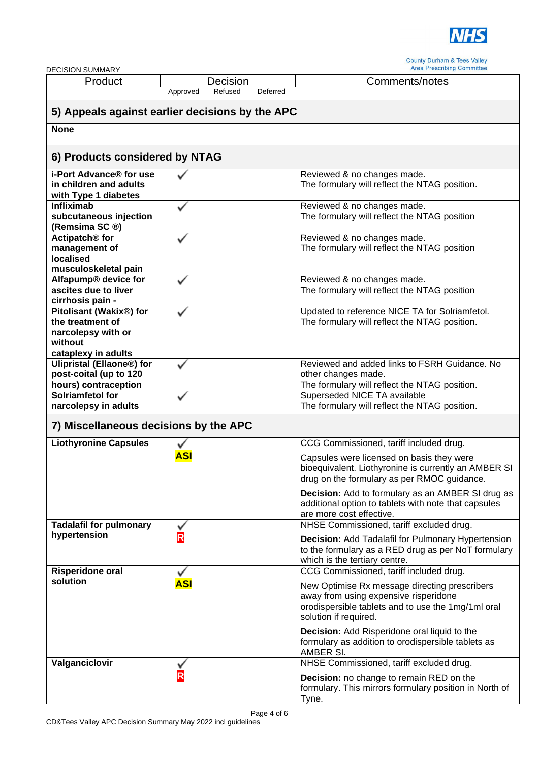DECISION SUMMARY

| Product | Decision | | | Comments/notes |
|---|---|---|---|---|
| | Approved | Refused | Deferred | |
| **5) Appeals against earlier decisions by the APC** | | | | |
| **None** | | | | |
| **6) Products considered by NTAG** | | | | |
| **i-Port Advance® for use in children and adults with Type 1 diabetes** | ✓ | | | Reviewed & no changes made. The formulary will reflect the NTAG position. |
| **Infliximab subcutaneous injection (Remsima SC ®)** | ✓ | | | Reviewed & no changes made. The formulary will reflect the NTAG position |
| **Actipatch® for management of localised musculoskeletal pain** | ✓ | | | Reviewed & no changes made. The formulary will reflect the NTAG position |
| **Alfapump® device for ascites due to liver cirrhosis pain -** | ✓ | | | Reviewed & no changes made. The formulary will reflect the NTAG position |
| **Pitolisant (Wakix®) for the treatment of narcolepsy with or without cataplexy in adults** | ✓ | | | Updated to reference NICE TA for Solriamfetol. The formulary will reflect the NTAG position. |
| **Ulipristal (Ellaone®) for post-coital (up to 120 hours) contraception** | ✓ | | | Reviewed and added links to FSRH Guidance. No other changes made. The formulary will reflect the NTAG position. |
| **Solriamfetol for narcolepsy in adults** | ✓ | | | Superseded NICE TA available The formulary will reflect the NTAG position. |
| **7) Miscellaneous decisions by the APC** | | | | |
| **Liothyronine Capsules** | ✓ **ASI** | | | CCG Commissioned, tariff included drug. Capsules were licensed on basis they were bioequivalent. Liothyronine is currently an AMBER SI drug on the formulary as per RMOC guidance. **Decision:** Add to formulary as an AMBER SI drug as additional option to tablets with note that capsules are more cost effective. |
| **Tadalafil for pulmonary hypertension** | ✓ **R** | | | NHSE Commissioned, tariff excluded drug. **Decision:** Add Tadalafil for Pulmonary Hypertension to the formulary as a RED drug as per NoT formulary which is the tertiary centre. |
| **Risperidone oral solution** | ✓ **ASI** | | | CCG Commissioned, tariff included drug. New Optimise Rx message directing prescribers away from using expensive risperidone orodispersible tablets and to use the 1mg/1ml oral solution if required. **Decision:** Add Risperidone oral liquid to the formulary as addition to orodispersible tablets as AMBER SI. |
| **Valganciclovir** | ✓ **R** | | | NHSE Commissioned, tariff excluded drug. **Decision:** no change to remain RED on the formulary. This mirrors formulary position in North of Tyne. |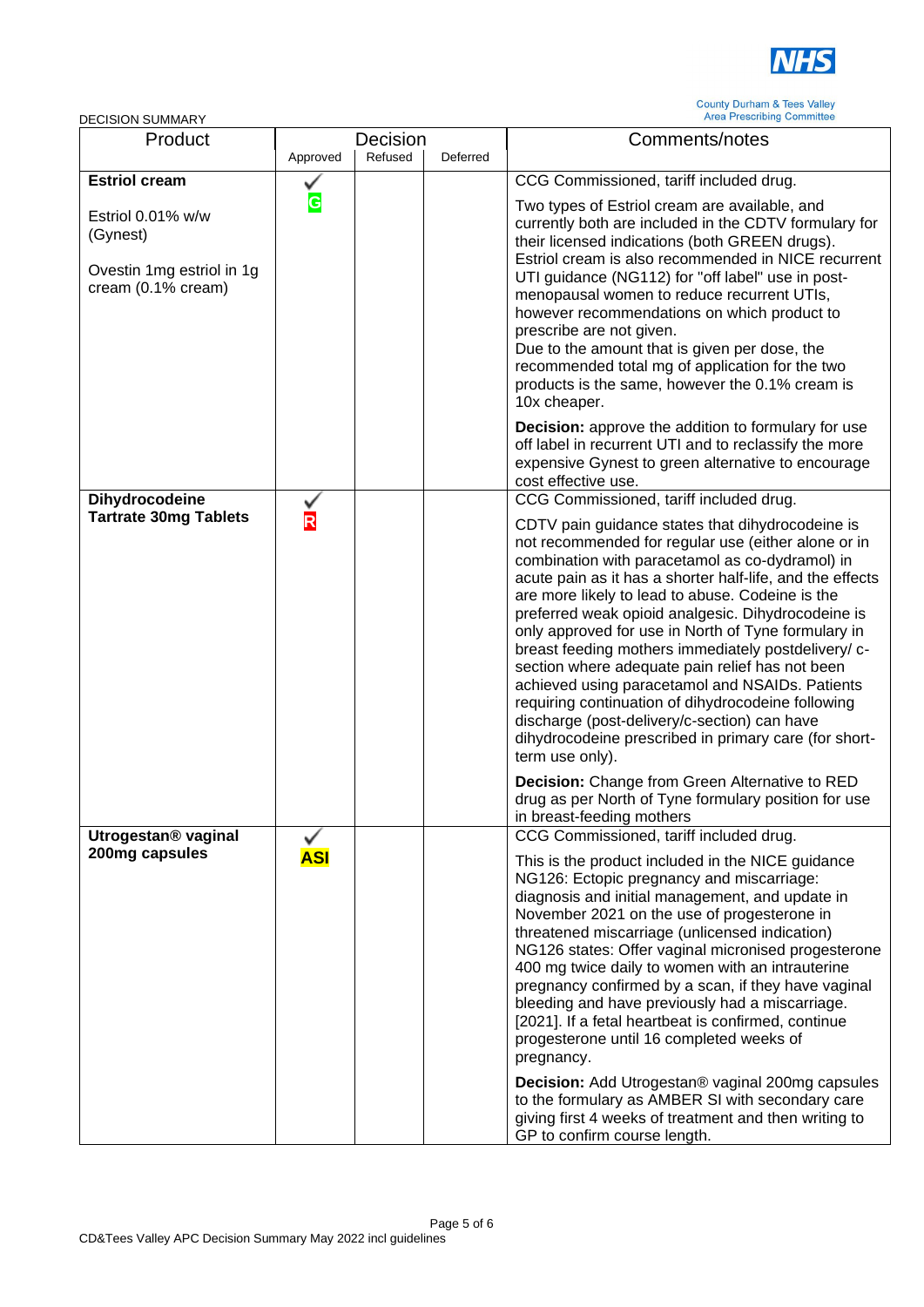DECISION SUMMARY

| Product | Decision | | | Comments/notes |
|---|---|---|---|---|
| | Approved | Refused | Deferred | |
| **Estriol cream**<br><br>Estriol 0.01% w/w (Gynest)<br><br>Ovestin 1mg estriol in 1g cream (0.1% cream) | ✓ G | | | CCG Commissioned, tariff included drug.<br><br>Two types of Estriol cream are available, and currently both are included in the CDTV formulary for their licensed indications (both GREEN drugs). Estriol cream is also recommended in NICE recurrent UTI guidance (NG112) for "off label" use in post-menopausal women to reduce recurrent UTIs, however recommendations on which product to prescribe are not given.<br>Due to the amount that is given per dose, the recommended total mg of application for the two products is the same, however the 0.1% cream is 10x cheaper.<br><br>**Decision:** approve the addition to formulary for use off label in recurrent UTI and to reclassify the more expensive Gynest to green alternative to encourage cost effective use. |
| **Dihydrocodeine Tartrate 30mg Tablets** | ✓ R | | | CCG Commissioned, tariff included drug.<br><br>CDTV pain guidance states that dihydrocodeine is not recommended for regular use (either alone or in combination with paracetamol as co-dydramol) in acute pain as it has a shorter half-life, and the effects are more likely to lead to abuse. Codeine is the preferred weak opioid analgesic. Dihydrocodeine is only approved for use in North of Tyne formulary in breast feeding mothers immediately postdelivery/ c-section where adequate pain relief has not been achieved using paracetamol and NSAIDs. Patients requiring continuation of dihydrocodeine following discharge (post-delivery/c-section) can have dihydrocodeine prescribed in primary care (for short-term use only).<br><br>**Decision:** Change from Green Alternative to RED drug as per North of Tyne formulary position for use in breast-feeding mothers |
| **Utrogestan® vaginal 200mg capsules** | ✓ ASI | | | CCG Commissioned, tariff included drug.<br><br>This is the product included in the NICE guidance NG126: Ectopic pregnancy and miscarriage: diagnosis and initial management, and update in November 2021 on the use of progesterone in threatened miscarriage (unlicensed indication)<br>NG126 states: Offer vaginal micronised progesterone 400 mg twice daily to women with an intrauterine pregnancy confirmed by a scan, if they have vaginal bleeding and have previously had a miscarriage. [2021]. If a fetal heartbeat is confirmed, continue progesterone until 16 completed weeks of pregnancy.<br><br>**Decision:** Add Utrogestan® vaginal 200mg capsules to the formulary as AMBER SI with secondary care giving first 4 weeks of treatment and then writing to GP to confirm course length. |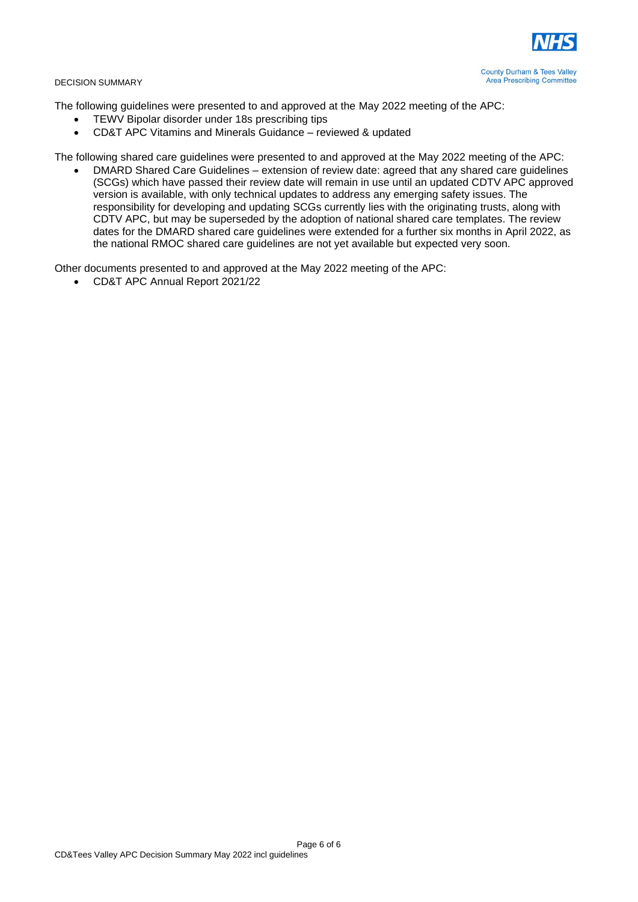DECISION SUMMARY

The following guidelines were presented to and approved at the May 2022 meeting of the APC:

- TEWV Bipolar disorder under 18s prescribing tips
- CD&T APC Vitamins and Minerals Guidance – reviewed & updated

The following shared care guidelines were presented to and approved at the May 2022 meeting of the APC:

- DMARD Shared Care Guidelines – extension of review date: agreed that any shared care guidelines (SCGs) which have passed their review date will remain in use until an updated CDTV APC approved version is available, with only technical updates to address any emerging safety issues. The responsibility for developing and updating SCGs currently lies with the originating trusts, along with CDTV APC, but may be superseded by the adoption of national shared care templates. The review dates for the DMARD shared care guidelines were extended for a further six months in April 2022, as the national RMOC shared care guidelines are not yet available but expected very soon.

Other documents presented to and approved at the May 2022 meeting of the APC:

- CD&T APC Annual Report 2021/22